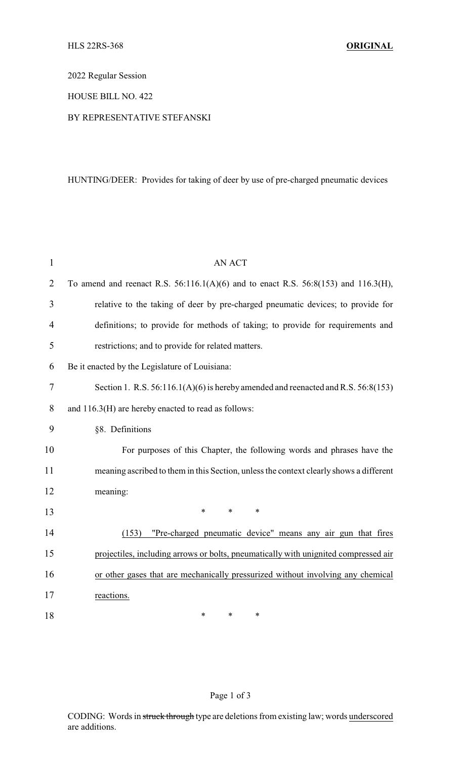HLS 22RS-368 **ORIGINAL**

2022 Regular Session

HOUSE BILL NO. 422

BY REPRESENTATIVE STEFANSKI

HUNTING/DEER: Provides for taking of deer by use of pre-charged pneumatic devices

AN ACT

To amend and reenact R.S. 56:116.1(A)(6) and to enact R.S. 56:8(153) and 116.3(H), relative to the taking of deer by pre-charged pneumatic devices; to provide for definitions; to provide for methods of taking; to provide for requirements and restrictions; and to provide for related matters.

Be it enacted by the Legislature of Louisiana:

Section 1. R.S. 56:116.1(A)(6) is hereby amended and reenacted and R.S. 56:8(153) and 116.3(H) are hereby enacted to read as follows:

§8. Definitions

For purposes of this Chapter, the following words and phrases have the meaning ascribed to them in this Section, unless the context clearly shows a different meaning:

\* \* \*

<u>(153) "Pre-charged pneumatic device" means any air gun that fires projectiles, including arrows or bolts, pneumatically with unignited compressed air or other gases that are mechanically pressurized without involving any chemical reactions.</u>

\* \* \*

CODING: Words in ~~struck through~~ type are deletions from existing law; words <u>underscored</u> are additions.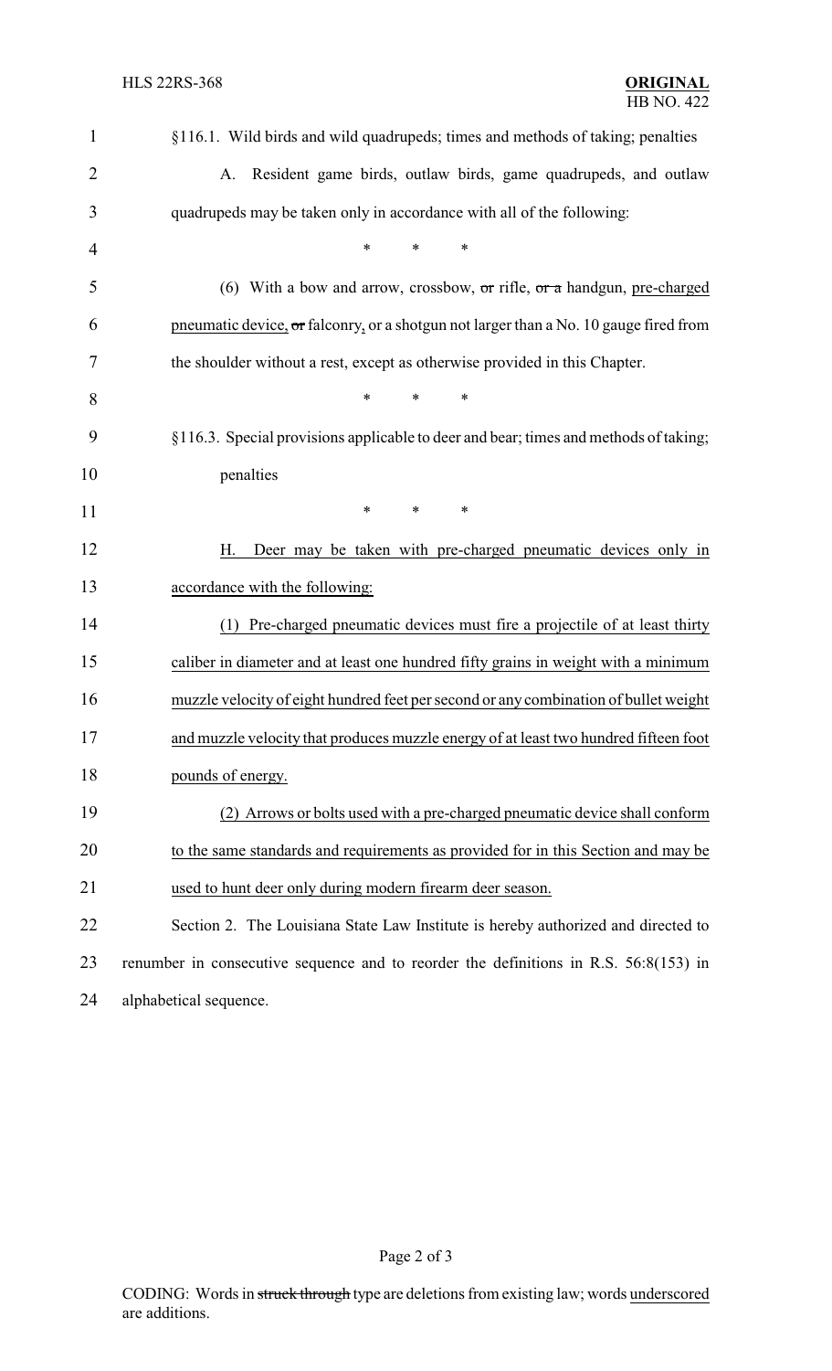§116.1. Wild birds and wild quadrupeds; times and methods of taking; penalties

A. Resident game birds, outlaw birds, game quadrupeds, and outlaw quadrupeds may be taken only in accordance with all of the following:

\* \* \*

(6) With a bow and arrow, crossbow, ~~or~~ rifle, ~~or a~~ handgun, <u>pre-charged pneumatic device,</u> ~~or~~ falconry<u>,</u> or a shotgun not larger than a No. 10 gauge fired from the shoulder without a rest, except as otherwise provided in this Chapter.

\* \* \*

§116.3. Special provisions applicable to deer and bear; times and methods of taking; penalties

\* \* \*

<u>H. Deer may be taken with pre-charged pneumatic devices only in accordance with the following:</u>

<u>(1) Pre-charged pneumatic devices must fire a projectile of at least thirty caliber in diameter and at least one hundred fifty grains in weight with a minimum muzzle velocity of eight hundred feet per second or any combination of bullet weight and muzzle velocity that produces muzzle energy of at least two hundred fifteen foot pounds of energy.</u>

<u>(2) Arrows or bolts used with a pre-charged pneumatic device shall conform to the same standards and requirements as provided for in this Section and may be used to hunt deer only during modern firearm deer season.</u>

Section 2. The Louisiana State Law Institute is hereby authorized and directed to renumber in consecutive sequence and to reorder the definitions in R.S. 56:8(153) in alphabetical sequence.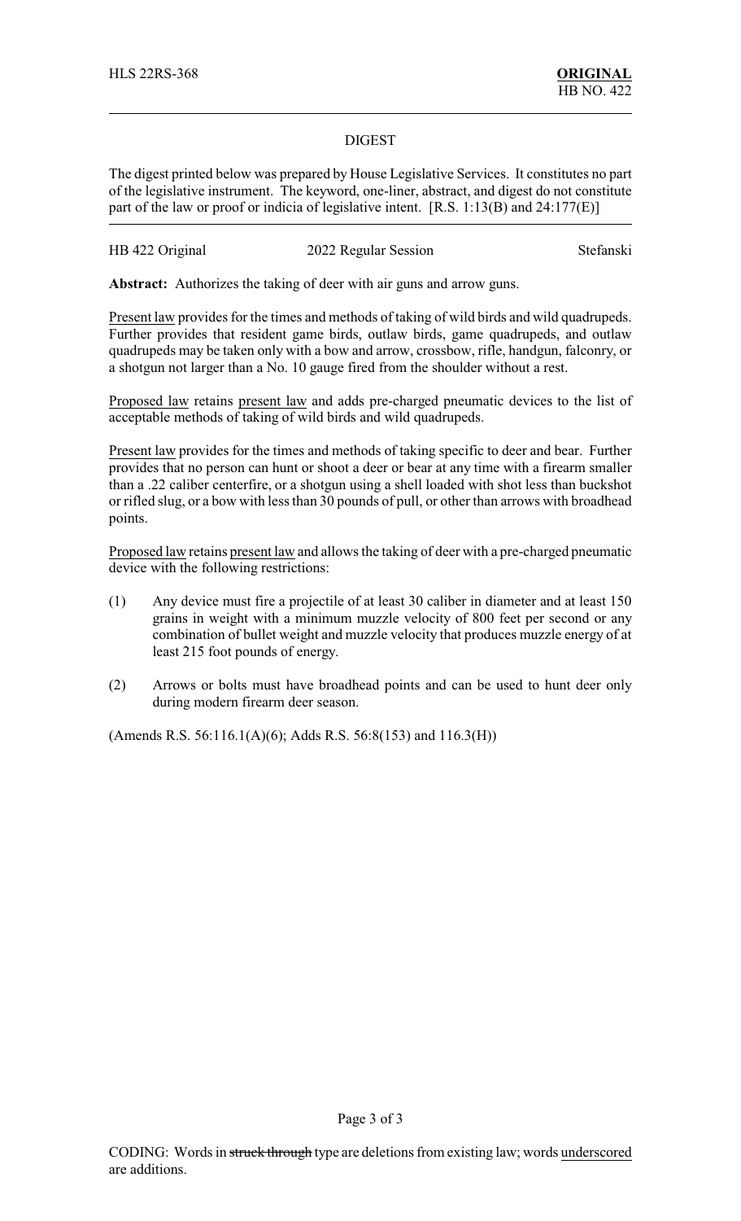HLS 22RS-368 **ORIGINAL**
HB NO. 422

## DIGEST

The digest printed below was prepared by House Legislative Services. It constitutes no part of the legislative instrument. The keyword, one-liner, abstract, and digest do not constitute part of the law or proof or indicia of legislative intent. [R.S. 1:13(B) and 24:177(E)]

HB 422 Original 2022 Regular Session Stefanski

**Abstract:** Authorizes the taking of deer with air guns and arrow guns.

Present law provides for the times and methods of taking of wild birds and wild quadrupeds. Further provides that resident game birds, outlaw birds, game quadrupeds, and outlaw quadrupeds may be taken only with a bow and arrow, crossbow, rifle, handgun, falconry, or a shotgun not larger than a No. 10 gauge fired from the shoulder without a rest.

Proposed law retains present law and adds pre-charged pneumatic devices to the list of acceptable methods of taking of wild birds and wild quadrupeds.

Present law provides for the times and methods of taking specific to deer and bear. Further provides that no person can hunt or shoot a deer or bear at any time with a firearm smaller than a .22 caliber centerfire, or a shotgun using a shell loaded with shot less than buckshot or rifled slug, or a bow with less than 30 pounds of pull, or other than arrows with broadhead points.

Proposed law retains present law and allows the taking of deer with a pre-charged pneumatic device with the following restrictions:

(1) Any device must fire a projectile of at least 30 caliber in diameter and at least 150 grains in weight with a minimum muzzle velocity of 800 feet per second or any combination of bullet weight and muzzle velocity that produces muzzle energy of at least 215 foot pounds of energy.

(2) Arrows or bolts must have broadhead points and can be used to hunt deer only during modern firearm deer season.

(Amends R.S. 56:116.1(A)(6); Adds R.S. 56:8(153) and 116.3(H))

CODING: Words in struck through type are deletions from existing law; words underscored are additions.